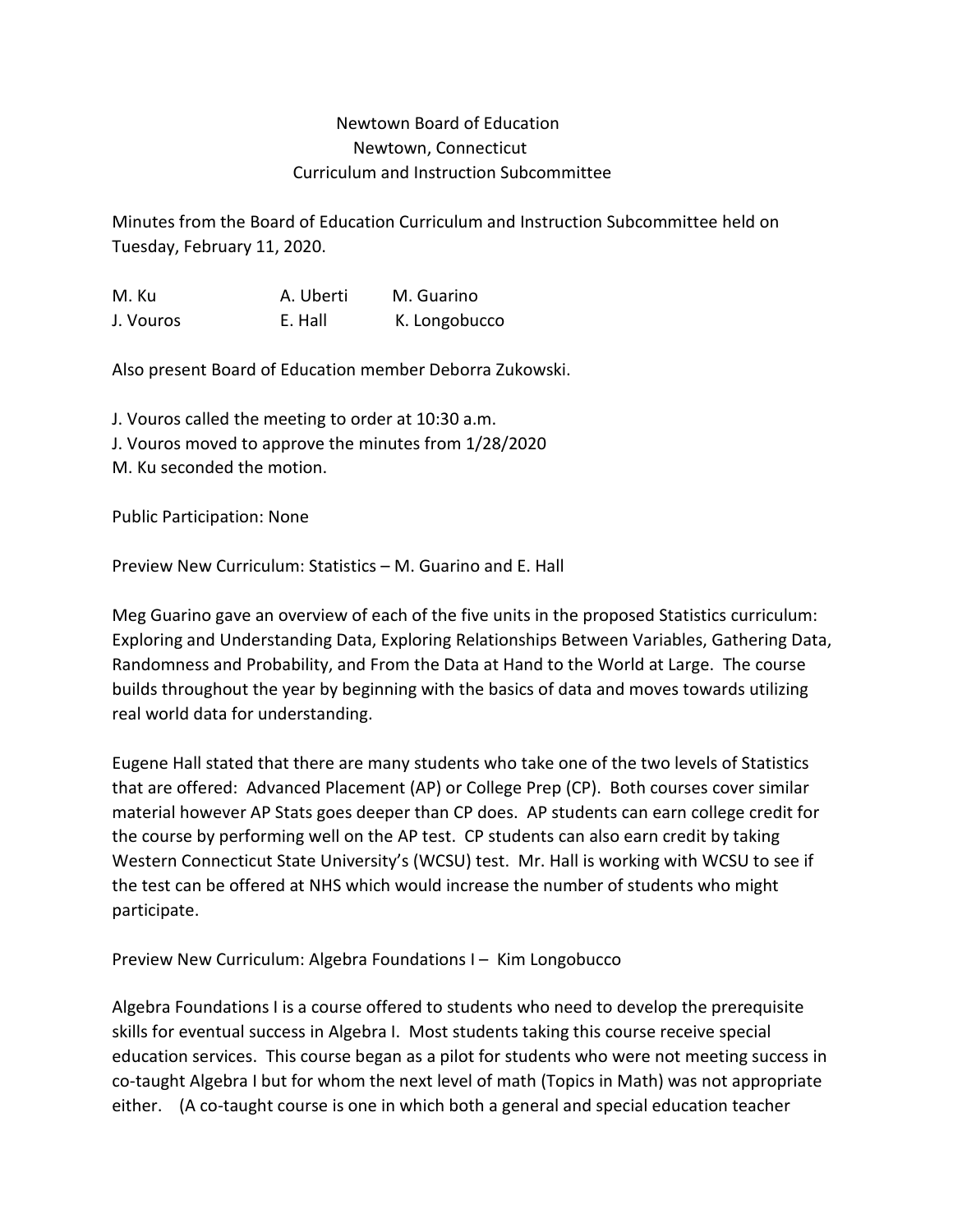# Newtown Board of Education
## Newtown, Connecticut
## Curriculum and Instruction Subcommittee

Minutes from the Board of Education Curriculum and Instruction Subcommittee held on Tuesday, February 11, 2020.

| | | |
|---|---|---|
| M. Ku | A. Uberti | M. Guarino |
| J. Vouros | E. Hall | K. Longobucco |

Also present Board of Education member Deborra Zukowski.

J. Vouros called the meeting to order at 10:30 a.m.
J. Vouros moved to approve the minutes from 1/28/2020
M. Ku seconded the motion.

Public Participation: None

Preview New Curriculum: Statistics – M. Guarino and E. Hall

Meg Guarino gave an overview of each of the five units in the proposed Statistics curriculum: Exploring and Understanding Data, Exploring Relationships Between Variables, Gathering Data, Randomness and Probability, and From the Data at Hand to the World at Large. The course builds throughout the year by beginning with the basics of data and moves towards utilizing real world data for understanding.

Eugene Hall stated that there are many students who take one of the two levels of Statistics that are offered: Advanced Placement (AP) or College Prep (CP). Both courses cover similar material however AP Stats goes deeper than CP does. AP students can earn college credit for the course by performing well on the AP test. CP students can also earn credit by taking Western Connecticut State University's (WCSU) test. Mr. Hall is working with WCSU to see if the test can be offered at NHS which would increase the number of students who might participate.

Preview New Curriculum: Algebra Foundations I – Kim Longobucco

Algebra Foundations I is a course offered to students who need to develop the prerequisite skills for eventual success in Algebra I. Most students taking this course receive special education services. This course began as a pilot for students who were not meeting success in co-taught Algebra I but for whom the next level of math (Topics in Math) was not appropriate either. (A co-taught course is one in which both a general and special education teacher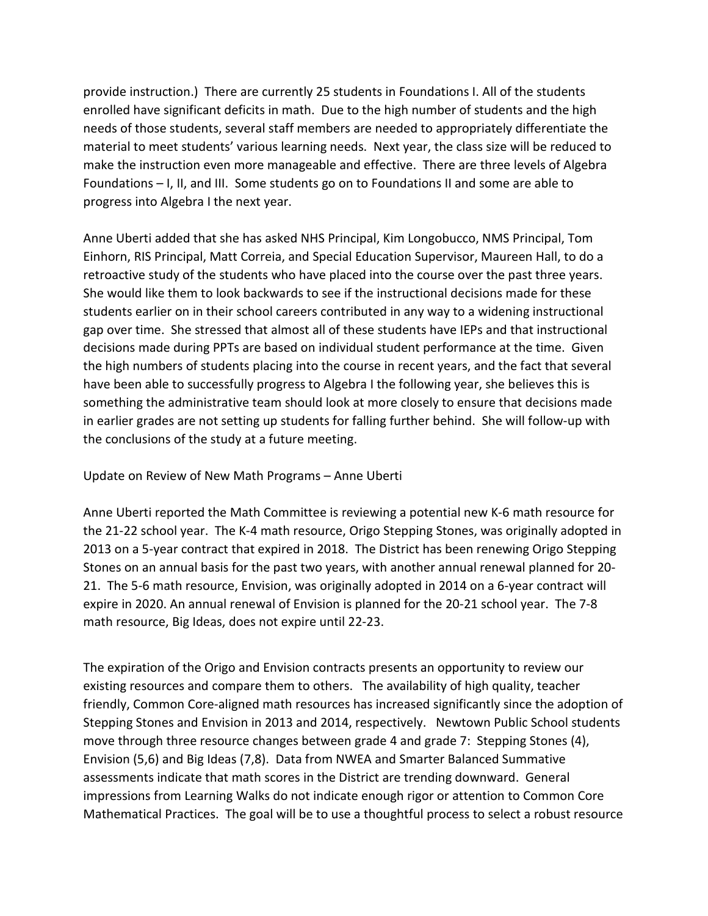provide instruction.) There are currently 25 students in Foundations I. All of the students enrolled have significant deficits in math. Due to the high number of students and the high needs of those students, several staff members are needed to appropriately differentiate the material to meet students' various learning needs. Next year, the class size will be reduced to make the instruction even more manageable and effective. There are three levels of Algebra Foundations – I, II, and III. Some students go on to Foundations II and some are able to progress into Algebra I the next year.

Anne Uberti added that she has asked NHS Principal, Kim Longobucco, NMS Principal, Tom Einhorn, RIS Principal, Matt Correia, and Special Education Supervisor, Maureen Hall, to do a retroactive study of the students who have placed into the course over the past three years. She would like them to look backwards to see if the instructional decisions made for these students earlier on in their school careers contributed in any way to a widening instructional gap over time. She stressed that almost all of these students have IEPs and that instructional decisions made during PPTs are based on individual student performance at the time. Given the high numbers of students placing into the course in recent years, and the fact that several have been able to successfully progress to Algebra I the following year, she believes this is something the administrative team should look at more closely to ensure that decisions made in earlier grades are not setting up students for falling further behind. She will follow-up with the conclusions of the study at a future meeting.

Update on Review of New Math Programs – Anne Uberti

Anne Uberti reported the Math Committee is reviewing a potential new K-6 math resource for the 21-22 school year. The K-4 math resource, Origo Stepping Stones, was originally adopted in 2013 on a 5-year contract that expired in 2018. The District has been renewing Origo Stepping Stones on an annual basis for the past two years, with another annual renewal planned for 20-21. The 5-6 math resource, Envision, was originally adopted in 2014 on a 6-year contract will expire in 2020. An annual renewal of Envision is planned for the 20-21 school year. The 7-8 math resource, Big Ideas, does not expire until 22-23.

The expiration of the Origo and Envision contracts presents an opportunity to review our existing resources and compare them to others. The availability of high quality, teacher friendly, Common Core-aligned math resources has increased significantly since the adoption of Stepping Stones and Envision in 2013 and 2014, respectively. Newtown Public School students move through three resource changes between grade 4 and grade 7: Stepping Stones (4), Envision (5,6) and Big Ideas (7,8). Data from NWEA and Smarter Balanced Summative assessments indicate that math scores in the District are trending downward. General impressions from Learning Walks do not indicate enough rigor or attention to Common Core Mathematical Practices. The goal will be to use a thoughtful process to select a robust resource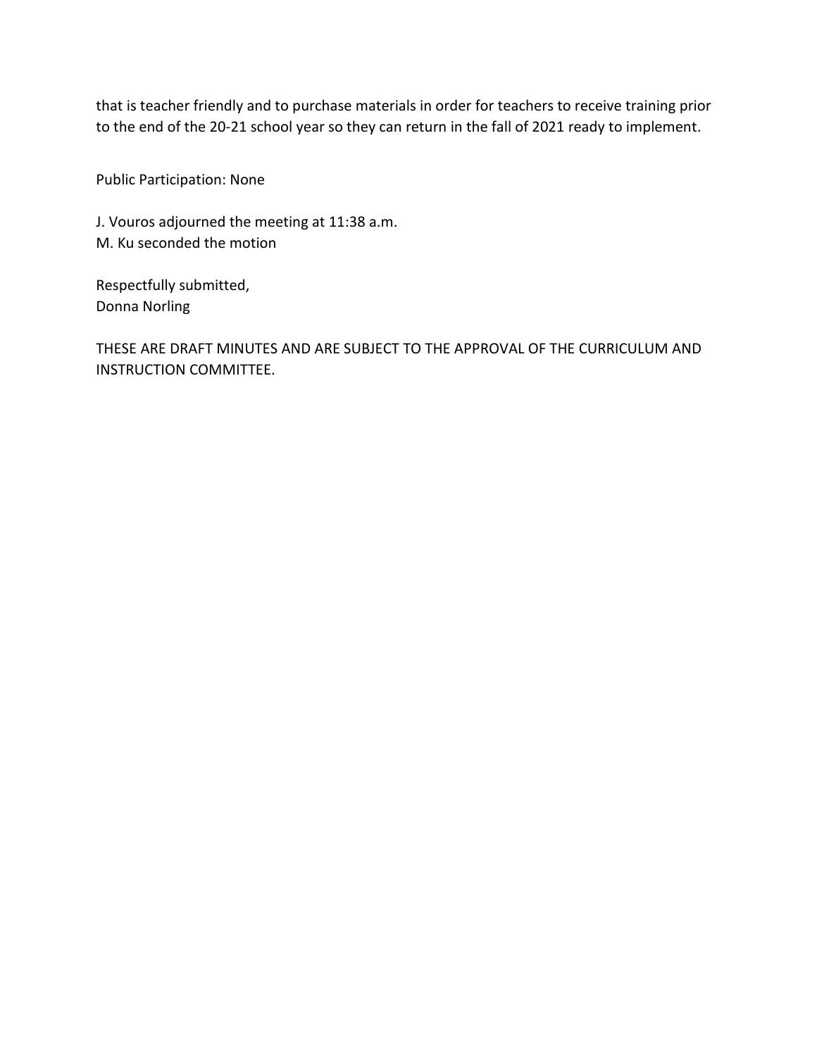that is teacher friendly and to purchase materials in order for teachers to receive training prior to the end of the 20-21 school year so they can return in the fall of 2021 ready to implement.

Public Participation: None

J. Vouros adjourned the meeting at 11:38 a.m.
M. Ku seconded the motion

Respectfully submitted,
Donna Norling

THESE ARE DRAFT MINUTES AND ARE SUBJECT TO THE APPROVAL OF THE CURRICULUM AND INSTRUCTION COMMITTEE.